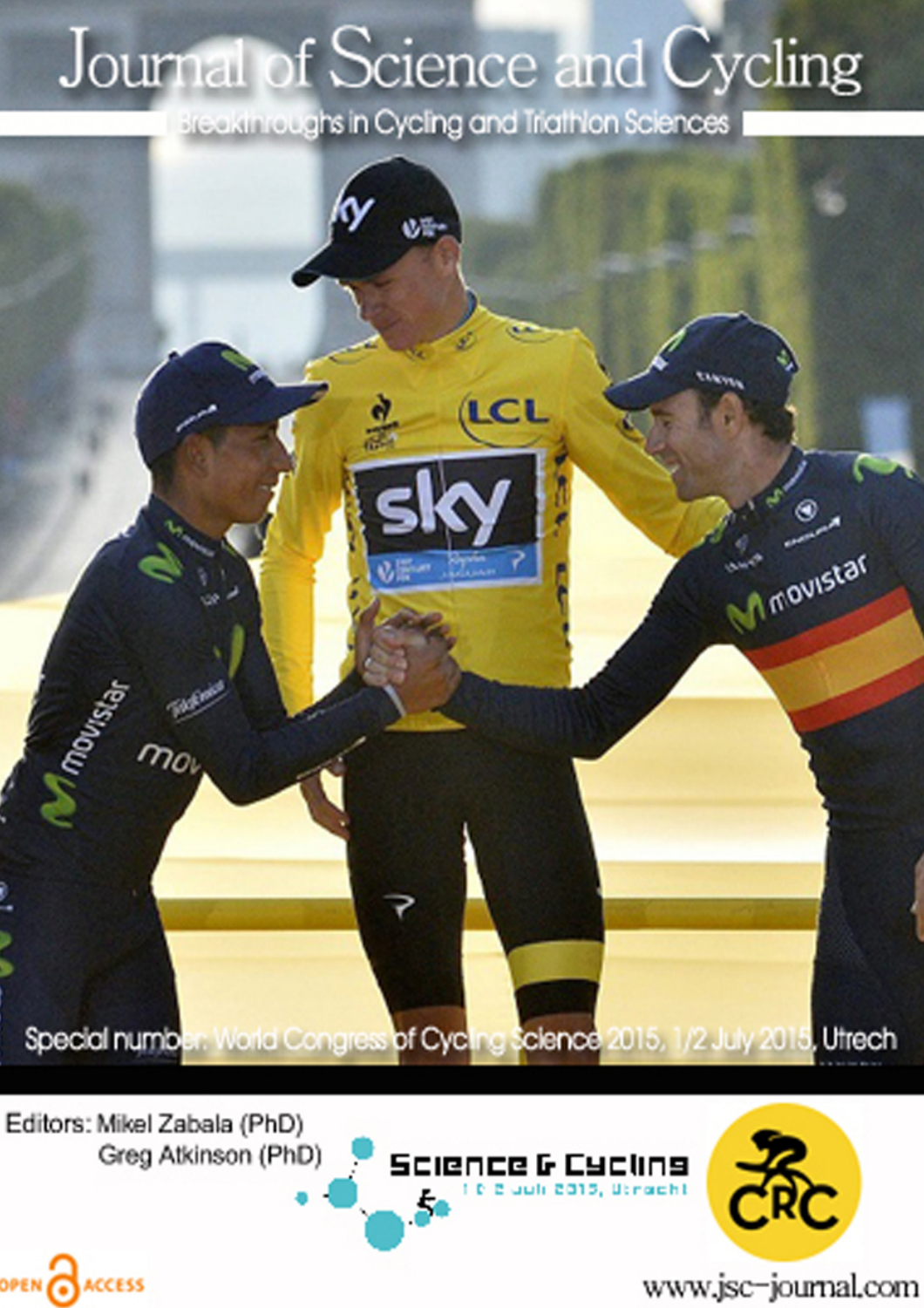# Journal of Science and Cycling

Breakthroughs in Cycling and Triathlon Sciences

Special number: World Congress of Cycling Science 2015, 1/2 July 2015, Utrech

Editors: Mikel Zabala (PhD)
Greg Atkinson (PhD)

Science & Cycling
1 & 2 juli 2015, Utrecht

CRC

OPEN ACCESS

www.jsc-journal.com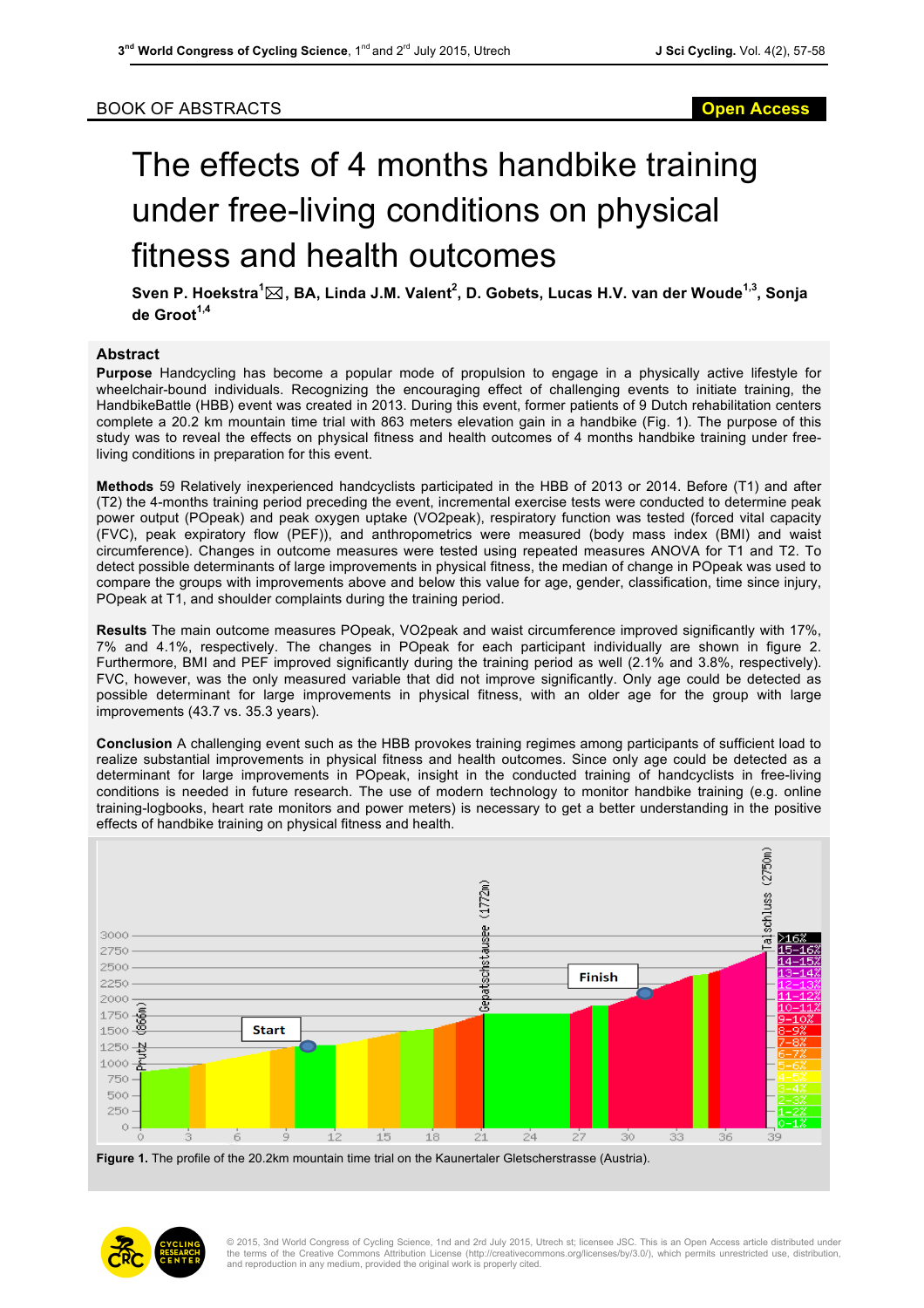BOOK OF ABSTRACTS

# The effects of 4 months handbike training under free-living conditions on physical fitness and health outcomes

**Sven P. Hoekstra[1]✉, BA, Linda J.M. Valent[2], D. Gobets, Lucas H.V. van der Woude[1,3], Sonja de Groot[1,4]**

## Abstract

**Purpose** Handcycling has become a popular mode of propulsion to engage in a physically active lifestyle for wheelchair-bound individuals. Recognizing the encouraging effect of challenging events to initiate training, the HandbikeBattle (HBB) event was created in 2013. During this event, former patients of 9 Dutch rehabilitation centers complete a 20.2 km mountain time trial with 863 meters elevation gain in a handbike (Fig. 1). The purpose of this study was to reveal the effects on physical fitness and health outcomes of 4 months handbike training under free-living conditions in preparation for this event.

**Methods** 59 Relatively inexperienced handcyclists participated in the HBB of 2013 or 2014. Before (T1) and after (T2) the 4-months training period preceding the event, incremental exercise tests were conducted to determine peak power output (POpeak) and peak oxygen uptake (VO2peak), respiratory function was tested (forced vital capacity (FVC), peak expiratory flow (PEF)), and anthropometrics were measured (body mass index (BMI) and waist circumference). Changes in outcome measures were tested using repeated measures ANOVA for T1 and T2. To detect possible determinants of large improvements in physical fitness, the median of change in POpeak was used to compare the groups with improvements above and below this value for age, gender, classification, time since injury, POpeak at T1, and shoulder complaints during the training period.

**Results** The main outcome measures POpeak, VO2peak and waist circumference improved significantly with 17%, 7% and 4.1%, respectively. The changes in POpeak for each participant individually are shown in figure 2. Furthermore, BMI and PEF improved significantly during the training period as well (2.1% and 3.8%, respectively). FVC, however, was the only measured variable that did not improve significantly. Only age could be detected as possible determinant for large improvements in physical fitness, with an older age for the group with large improvements (43.7 vs. 35.3 years).

**Conclusion** A challenging event such as the HBB provokes training regimes among participants of sufficient load to realize substantial improvements in physical fitness and health outcomes. Since only age could be detected as a determinant for large improvements in POpeak, insight in the conducted training of handcyclists in free-living conditions is needed in future research. The use of modern technology to monitor handbike training (e.g. online training-logbooks, heart rate monitors and power meters) is necessary to get a better understanding in the positive effects of handbike training on physical fitness and health.

**Figure 1.** The profile of the 20.2km mountain time trial on the Kaunertaler Gletscherstrasse (Austria).

© 2015, 3nd World Congress of Cycling Science, 1nd and 2nd July 2015, Utrech st; licensee JSC. This is an Open Access article distributed under the terms of the Creative Commons Attribution License (http://creativecommons.org/licenses/by/3.0/), which permits unrestricted use, distribution, and reproduction in any medium, provided the original work is properly cited.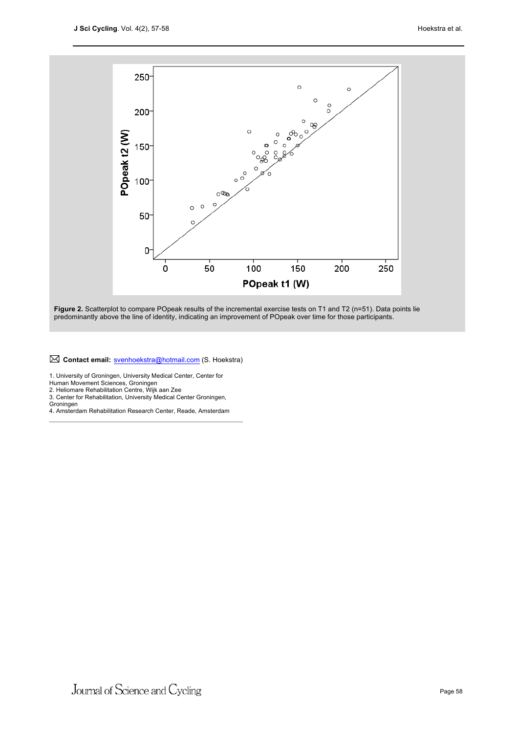POpeak t2 (W)

250
200
150
100
50
0

0
50
100
150
200
250

POpeak t1 (W)

**Figure 2.** Scatterplot to compare POpeak results of the incremental exercise tests on T1 and T2 (n=51). Data points lie predominantly above the line of identity, indicating an improvement of POpeak over time for those participants.

✉ **Contact email:** svenhoekstra@hotmail.com (S. Hoekstra)

1. University of Groningen, University Medical Center, Center for Human Movement Sciences, Groningen
2. Heliomare Rehabilitation Centre, Wijk aan Zee
3. Center for Rehabilitation, University Medical Center Groningen, Groningen
4. Amsterdam Rehabilitation Research Center, Reade, Amsterdam